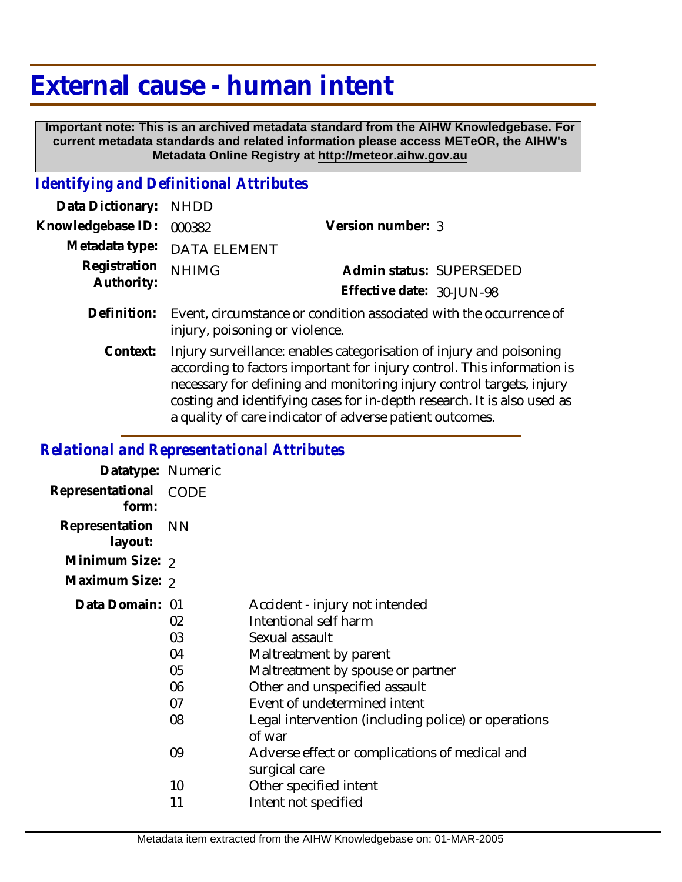# External cause - human intent

**Important note: This is an archived metadata standard from the AIHW Knowledgebase. For current metadata standards and related information please access METeOR, the AIHW's Metadata Online Registry at http://meteor.aihw.gov.au**

## *Identifying and Definitional Attributes*

| | | | |
|---|---|---|---|
| **Data Dictionary:** | NHDD | | |
| **Knowledgebase ID:** | 000382 | **Version number:** | 3 |
| **Metadata type:** | DATA ELEMENT | | |
| **Registration Authority:** | NHIMG | **Admin status:** | SUPERSEDED |
| | | **Effective date:** | 30-JUN-98 |

**Definition:** Event, circumstance or condition associated with the occurrence of injury, poisoning or violence.

**Context:** Injury surveillance: enables categorisation of injury and poisoning according to factors important for injury control. This information is necessary for defining and monitoring injury control targets, injury costing and identifying cases for in-depth research. It is also used as a quality of care indicator of adverse patient outcomes.

## *Relational and Representational Attributes*

**Datatype:** Numeric

**Representational form:** CODE

**Representation layout:** NN

**Minimum Size:** 2

**Maximum Size:** 2

**Data Domain:**

| Code | Description |
|---|---|
| 01 | Accident - injury not intended |
| 02 | Intentional self harm |
| 03 | Sexual assault |
| 04 | Maltreatment by parent |
| 05 | Maltreatment by spouse or partner |
| 06 | Other and unspecified assault |
| 07 | Event of undetermined intent |
| 08 | Legal intervention (including police) or operations of war |
| 09 | Adverse effect or complications of medical and surgical care |
| 10 | Other specified intent |
| 11 | Intent not specified |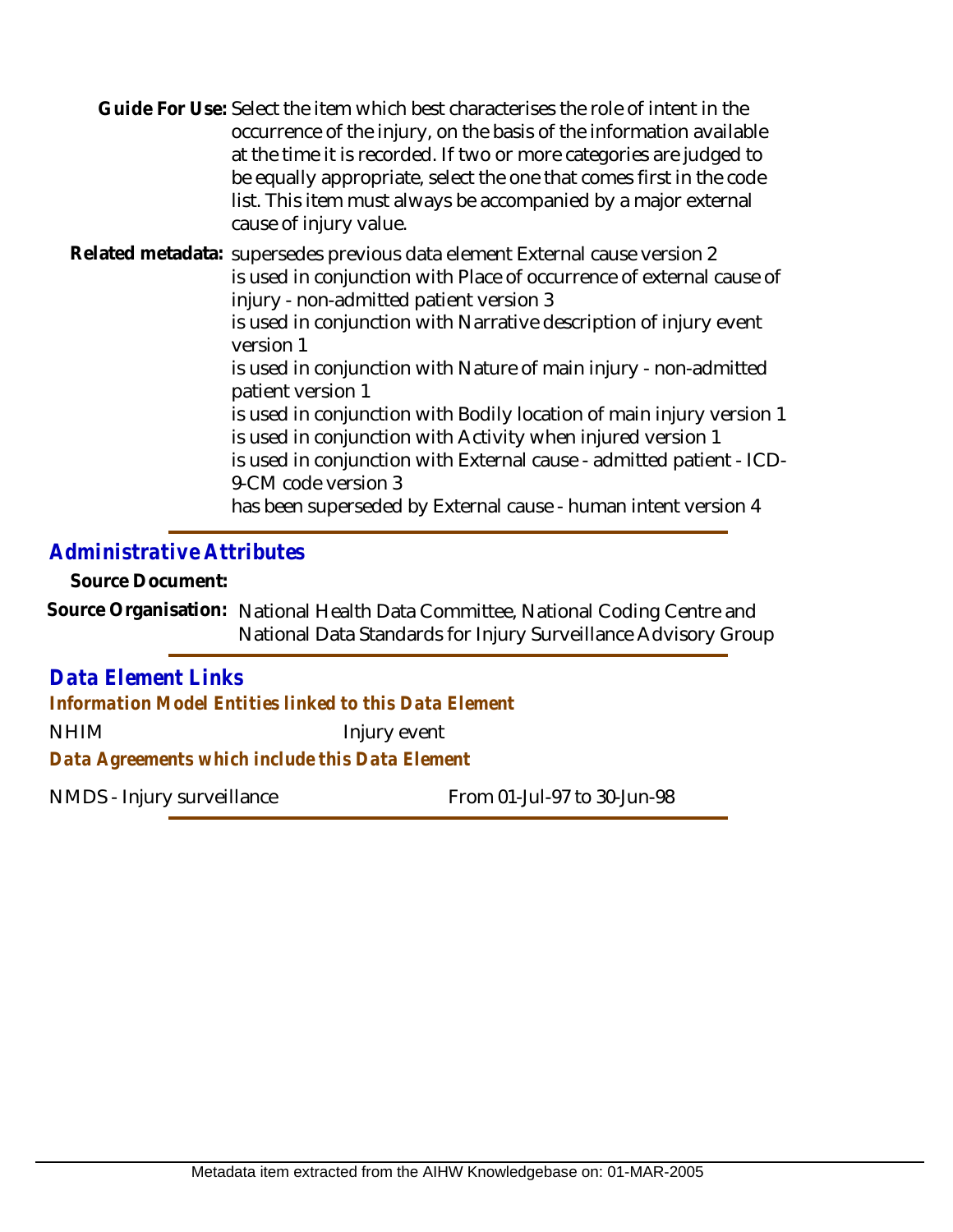**Guide For Use:** Select the item which best characterises the role of intent in the occurrence of the injury, on the basis of the information available at the time it is recorded. If two or more categories are judged to be equally appropriate, select the one that comes first in the code list. This item must always be accompanied by a major external cause of injury value.

**Related metadata:** supersedes previous data element External cause version 2
is used in conjunction with Place of occurrence of external cause of injury - non-admitted patient version 3
is used in conjunction with Narrative description of injury event version 1
is used in conjunction with Nature of main injury - non-admitted patient version 1
is used in conjunction with Bodily location of main injury version 1
is used in conjunction with Activity when injured version 1
is used in conjunction with External cause - admitted patient - ICD-9-CM code version 3
has been superseded by External cause - human intent version 4

## Administrative Attributes

**Source Document:**

**Source Organisation:** National Health Data Committee, National Coding Centre and National Data Standards for Injury Surveillance Advisory Group

## Data Element Links

### Information Model Entities linked to this Data Element

NHIM Injury event

### Data Agreements which include this Data Element

NMDS - Injury surveillance From 01-Jul-97 to 30-Jun-98